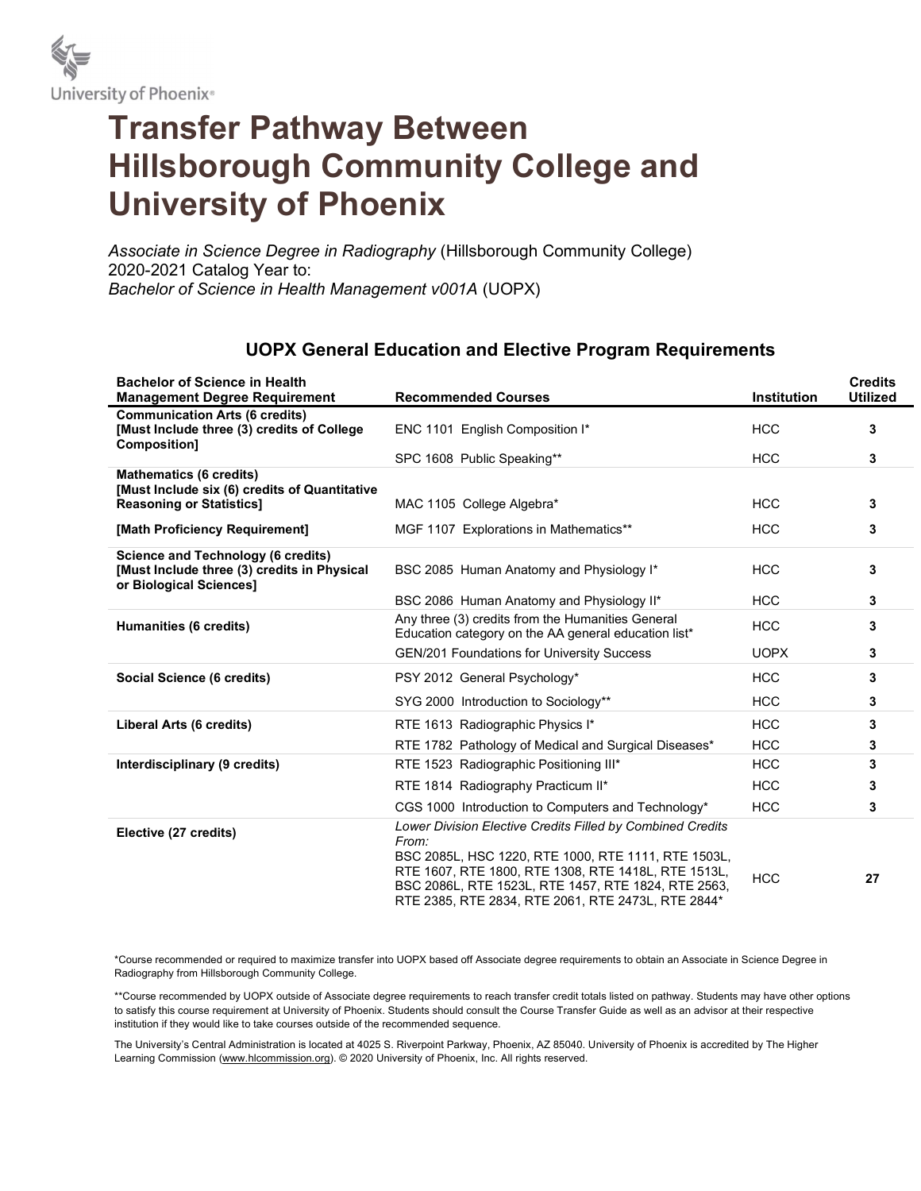University of Phoenix®

# Transfer Pathway Between Hillsborough Community College and University of Phoenix

*Associate in Science Degree in Radiography* (Hillsborough Community College)
2020-2021 Catalog Year to:
*Bachelor of Science in Health Management v001A* (UOPX)

## UOPX General Education and Elective Program Requirements

| Bachelor of Science in Health Management Degree Requirement | Recommended Courses | Institution | Credits Utilized |
|---|---|---|---|
| **Communication Arts (6 credits) [Must Include three (3) credits of College Composition]** | ENC 1101 English Composition I* | HCC | **3** |
| | SPC 1608 Public Speaking** | HCC | **3** |
| **Mathematics (6 credits) [Must Include six (6) credits of Quantitative Reasoning or Statistics]** | MAC 1105 College Algebra* | HCC | **3** |
| **[Math Proficiency Requirement]** | MGF 1107 Explorations in Mathematics** | HCC | **3** |
| **Science and Technology (6 credits) [Must Include three (3) credits in Physical or Biological Sciences]** | BSC 2085 Human Anatomy and Physiology I* | HCC | **3** |
| | BSC 2086 Human Anatomy and Physiology II* | HCC | **3** |
| **Humanities (6 credits)** | Any three (3) credits from the Humanities General Education category on the AA general education list* | HCC | **3** |
| | GEN/201 Foundations for University Success | UOPX | **3** |
| **Social Science (6 credits)** | PSY 2012 General Psychology* | HCC | **3** |
| | SYG 2000 Introduction to Sociology** | HCC | **3** |
| **Liberal Arts (6 credits)** | RTE 1613 Radiographic Physics I* | HCC | **3** |
| | RTE 1782 Pathology of Medical and Surgical Diseases* | HCC | **3** |
| **Interdisciplinary (9 credits)** | RTE 1523 Radiographic Positioning III* | HCC | **3** |
| | RTE 1814 Radiography Practicum II* | HCC | **3** |
| | CGS 1000 Introduction to Computers and Technology* | HCC | **3** |
| **Elective (27 credits)** | *Lower Division Elective Credits Filled by Combined Credits From:* BSC 2085L, HSC 1220, RTE 1000, RTE 1111, RTE 1503L, RTE 1607, RTE 1800, RTE 1308, RTE 1418L, RTE 1513L, BSC 2086L, RTE 1523L, RTE 1457, RTE 1824, RTE 2563, RTE 2385, RTE 2834, RTE 2061, RTE 2473L, RTE 2844* | HCC | **27** |

*Course recommended or required to maximize transfer into UOPX based off Associate degree requirements to obtain an Associate in Science Degree in Radiography from Hillsborough Community College.

**Course recommended by UOPX outside of Associate degree requirements to reach transfer credit totals listed on pathway. Students may have other options to satisfy this course requirement at University of Phoenix. Students should consult the Course Transfer Guide as well as an advisor at their respective institution if they would like to take courses outside of the recommended sequence.

The University's Central Administration is located at 4025 S. Riverpoint Parkway, Phoenix, AZ 85040. University of Phoenix is accredited by The Higher Learning Commission (www.hlcommission.org). © 2020 University of Phoenix, Inc. All rights reserved.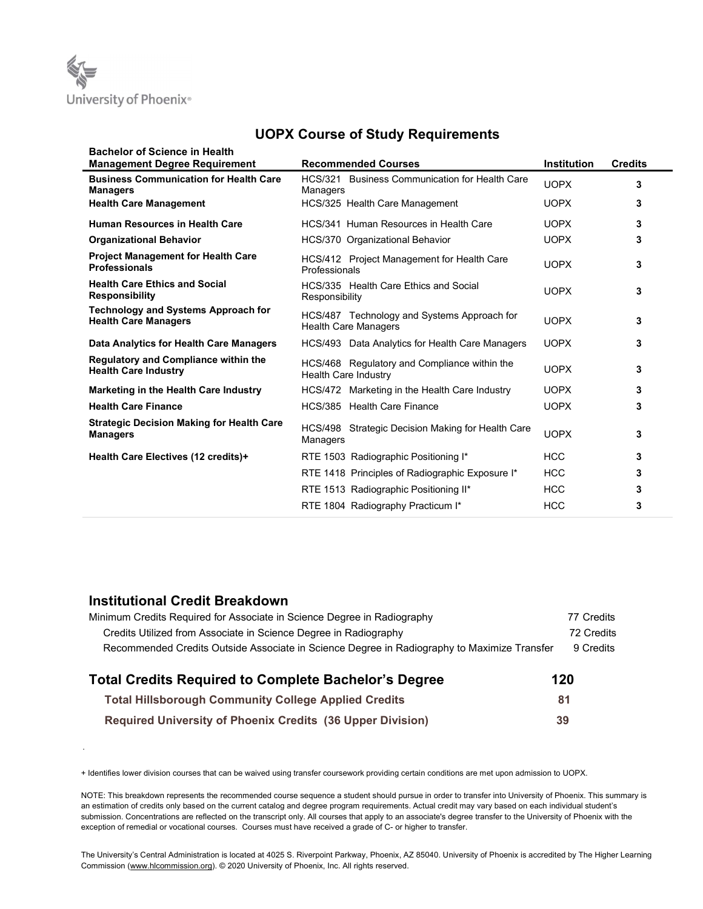University of Phoenix®

## UOPX Course of Study Requirements

| Bachelor of Science in Health Management Degree Requirement | Recommended Courses | Institution | Credits |
|---|---|---|---|
| **Business Communication for Health Care Managers** | HCS/321 Business Communication for Health Care Managers | UOPX | 3 |
| **Health Care Management** | HCS/325 Health Care Management | UOPX | 3 |
| **Human Resources in Health Care** | HCS/341 Human Resources in Health Care | UOPX | 3 |
| **Organizational Behavior** | HCS/370 Organizational Behavior | UOPX | 3 |
| **Project Management for Health Care Professionals** | HCS/412 Project Management for Health Care Professionals | UOPX | 3 |
| **Health Care Ethics and Social Responsibility** | HCS/335 Health Care Ethics and Social Responsibility | UOPX | 3 |
| **Technology and Systems Approach for Health Care Managers** | HCS/487 Technology and Systems Approach for Health Care Managers | UOPX | 3 |
| **Data Analytics for Health Care Managers** | HCS/493 Data Analytics for Health Care Managers | UOPX | 3 |
| **Regulatory and Compliance within the Health Care Industry** | HCS/468 Regulatory and Compliance within the Health Care Industry | UOPX | 3 |
| **Marketing in the Health Care Industry** | HCS/472 Marketing in the Health Care Industry | UOPX | 3 |
| **Health Care Finance** | HCS/385 Health Care Finance | UOPX | 3 |
| **Strategic Decision Making for Health Care Managers** | HCS/498 Strategic Decision Making for Health Care Managers | UOPX | 3 |
| **Health Care Electives (12 credits)+** | RTE 1503 Radiographic Positioning I* | HCC | 3 |
| | RTE 1418 Principles of Radiographic Exposure I* | HCC | 3 |
| | RTE 1513 Radiographic Positioning II* | HCC | 3 |
| | RTE 1804 Radiography Practicum I* | HCC | 3 |

### Institutional Credit Breakdown

| | |
|---|---|
| Minimum Credits Required for Associate in Science Degree in Radiography | 77 Credits |
| Credits Utilized from Associate in Science Degree in Radiography | 72 Credits |
| Recommended Credits Outside Associate in Science Degree in Radiography to Maximize Transfer | 9 Credits |

| | |
|---|---|
| **Total Credits Required to Complete Bachelor's Degree** | **120** |
| **Total Hillsborough Community College Applied Credits** | **81** |
| **Required University of Phoenix Credits (36 Upper Division)** | **39** |

+ Identifies lower division courses that can be waived using transfer coursework providing certain conditions are met upon admission to UOPX.

NOTE: This breakdown represents the recommended course sequence a student should pursue in order to transfer into University of Phoenix. This summary is an estimation of credits only based on the current catalog and degree program requirements. Actual credit may vary based on each individual student's submission. Concentrations are reflected on the transcript only. All courses that apply to an associate's degree transfer to the University of Phoenix with the exception of remedial or vocational courses. Courses must have received a grade of C- or higher to transfer.

The University's Central Administration is located at 4025 S. Riverpoint Parkway, Phoenix, AZ 85040. University of Phoenix is accredited by The Higher Learning Commission (www.hlcommission.org). © 2020 University of Phoenix, Inc. All rights reserved.